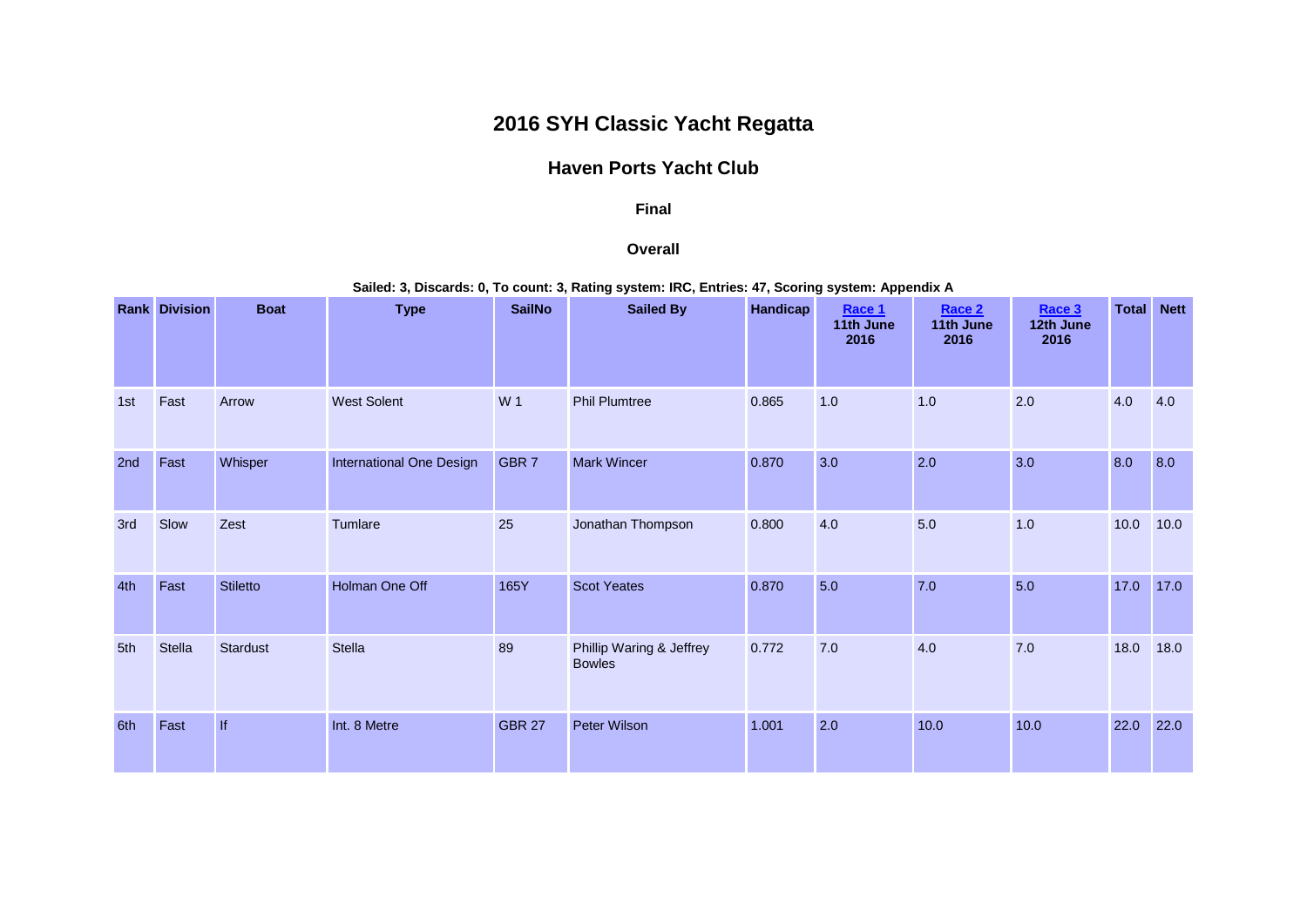# 2016 SYH Classic Yacht Regatta

## Haven Ports Yacht Club

### Final

### Overall

**Sailed: 3, Discards: 0, To count: 3, Rating system: IRC, Entries: 47, Scoring system: Appendix A**

| Rank | Division | Boat | Type | SailNo | Sailed By | Handicap | Race 1 11th June 2016 | Race 2 11th June 2016 | Race 3 12th June 2016 | Total | Nett |
|---|---|---|---|---|---|---|---|---|---|---|---|
| 1st | Fast | Arrow | West Solent | W 1 | Phil Plumtree | 0.865 | 1.0 | 1.0 | 2.0 | 4.0 | 4.0 |
| 2nd | Fast | Whisper | International One Design | GBR 7 | Mark Wincer | 0.870 | 3.0 | 2.0 | 3.0 | 8.0 | 8.0 |
| 3rd | Slow | Zest | Tumlare | 25 | Jonathan Thompson | 0.800 | 4.0 | 5.0 | 1.0 | 10.0 | 10.0 |
| 4th | Fast | Stiletto | Holman One Off | 165Y | Scot Yeates | 0.870 | 5.0 | 7.0 | 5.0 | 17.0 | 17.0 |
| 5th | Stella | Stardust | Stella | 89 | Phillip Waring & Jeffrey Bowles | 0.772 | 7.0 | 4.0 | 7.0 | 18.0 | 18.0 |
| 6th | Fast | If | Int. 8 Metre | GBR 27 | Peter Wilson | 1.001 | 2.0 | 10.0 | 10.0 | 22.0 | 22.0 |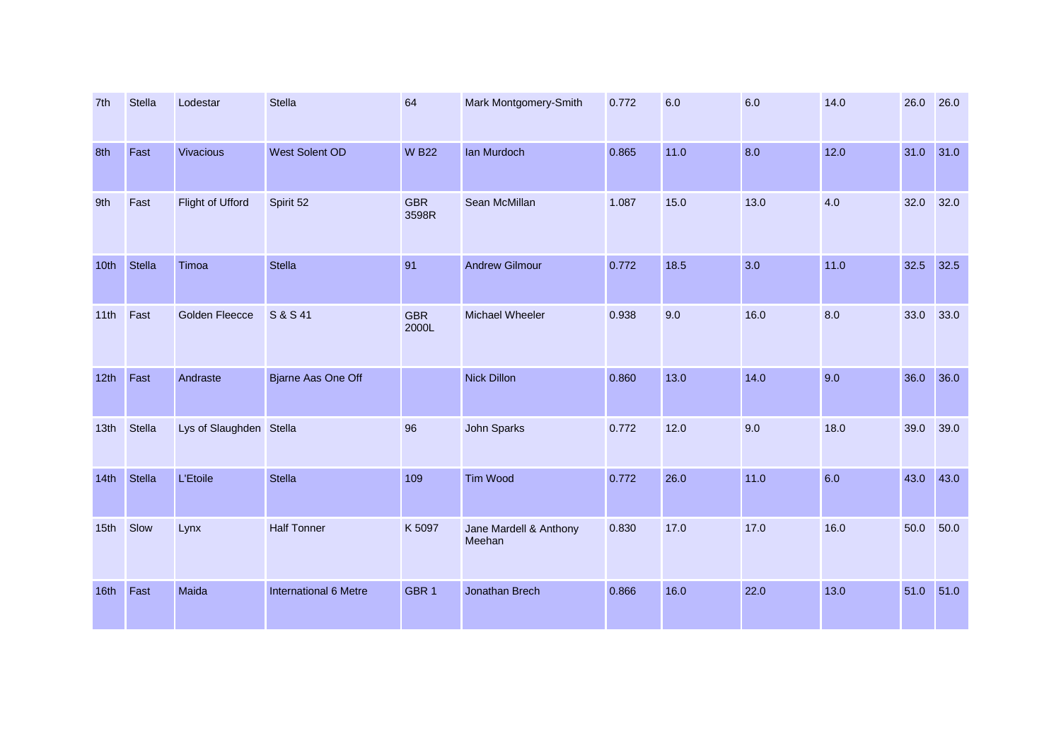| | | | | | | | | | | | |
|---|---|---|---|---|---|---|---|---|---|---|---|
| 7th | Stella | Lodestar | Stella | 64 | Mark Montgomery-Smith | 0.772 | 6.0 | 6.0 | 14.0 | 26.0 | 26.0 |
| 8th | Fast | Vivacious | West Solent OD | W B22 | Ian Murdoch | 0.865 | 11.0 | 8.0 | 12.0 | 31.0 | 31.0 |
| 9th | Fast | Flight of Ufford | Spirit 52 | GBR 3598R | Sean McMillan | 1.087 | 15.0 | 13.0 | 4.0 | 32.0 | 32.0 |
| 10th | Stella | Timoa | Stella | 91 | Andrew Gilmour | 0.772 | 18.5 | 3.0 | 11.0 | 32.5 | 32.5 |
| 11th | Fast | Golden Fleecce | S & S 41 | GBR 2000L | Michael Wheeler | 0.938 | 9.0 | 16.0 | 8.0 | 33.0 | 33.0 |
| 12th | Fast | Andraste | Bjarne Aas One Off | | Nick Dillon | 0.860 | 13.0 | 14.0 | 9.0 | 36.0 | 36.0 |
| 13th | Stella | Lys of Slaughden | Stella | 96 | John Sparks | 0.772 | 12.0 | 9.0 | 18.0 | 39.0 | 39.0 |
| 14th | Stella | L'Etoile | Stella | 109 | Tim Wood | 0.772 | 26.0 | 11.0 | 6.0 | 43.0 | 43.0 |
| 15th | Slow | Lynx | Half Tonner | K 5097 | Jane Mardell & Anthony Meehan | 0.830 | 17.0 | 17.0 | 16.0 | 50.0 | 50.0 |
| 16th | Fast | Maida | International 6 Metre | GBR 1 | Jonathan Brech | 0.866 | 16.0 | 22.0 | 13.0 | 51.0 | 51.0 |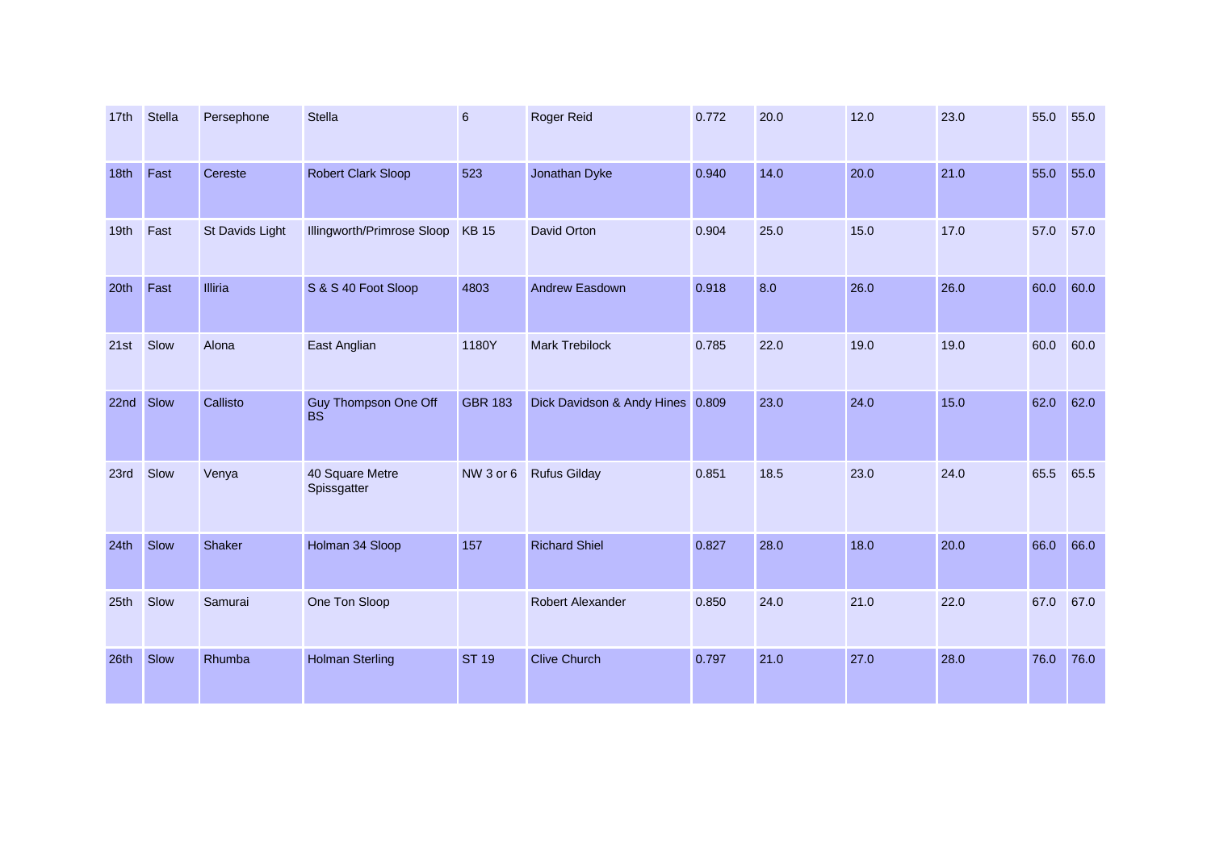| | | | | | | | | | | | |
|---|---|---|---|---|---|---|---|---|---|---|---|
| 17th | Stella | Persephone | Stella | 6 | Roger Reid | 0.772 | 20.0 | 12.0 | 23.0 | 55.0 | 55.0 |
| 18th | Fast | Cereste | Robert Clark Sloop | 523 | Jonathan Dyke | 0.940 | 14.0 | 20.0 | 21.0 | 55.0 | 55.0 |
| 19th | Fast | St Davids Light | Illingworth/Primrose Sloop | KB 15 | David Orton | 0.904 | 25.0 | 15.0 | 17.0 | 57.0 | 57.0 |
| 20th | Fast | Illiria | S & S 40 Foot Sloop | 4803 | Andrew Easdown | 0.918 | 8.0 | 26.0 | 26.0 | 60.0 | 60.0 |
| 21st | Slow | Alona | East Anglian | 1180Y | Mark Trebilock | 0.785 | 22.0 | 19.0 | 19.0 | 60.0 | 60.0 |
| 22nd | Slow | Callisto | Guy Thompson One Off BS | GBR 183 | Dick Davidson & Andy Hines | 0.809 | 23.0 | 24.0 | 15.0 | 62.0 | 62.0 |
| 23rd | Slow | Venya | 40 Square Metre Spissgatter | NW 3 or 6 | Rufus Gilday | 0.851 | 18.5 | 23.0 | 24.0 | 65.5 | 65.5 |
| 24th | Slow | Shaker | Holman 34 Sloop | 157 | Richard Shiel | 0.827 | 28.0 | 18.0 | 20.0 | 66.0 | 66.0 |
| 25th | Slow | Samurai | One Ton Sloop | | Robert Alexander | 0.850 | 24.0 | 21.0 | 22.0 | 67.0 | 67.0 |
| 26th | Slow | Rhumba | Holman Sterling | ST 19 | Clive Church | 0.797 | 21.0 | 27.0 | 28.0 | 76.0 | 76.0 |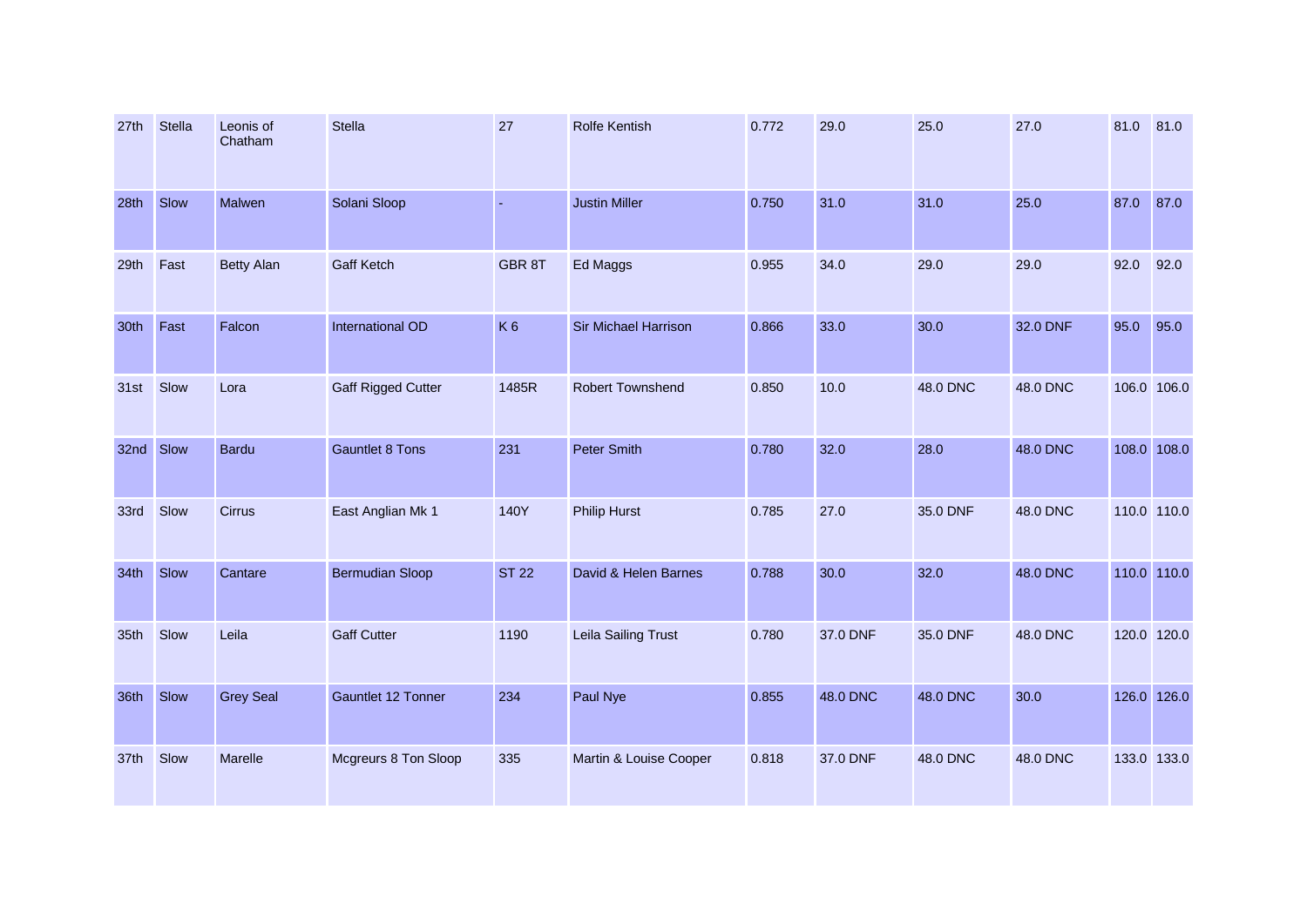| | | | | | | | | | | | |
|---|---|---|---|---|---|---|---|---|---|---|---|
| 27th | Stella | Leonis of Chatham | Stella | 27 | Rolfe Kentish | 0.772 | 29.0 | 25.0 | 27.0 | 81.0 | 81.0 |
| 28th | Slow | Malwen | Solani Sloop | - | Justin Miller | 0.750 | 31.0 | 31.0 | 25.0 | 87.0 | 87.0 |
| 29th | Fast | Betty Alan | Gaff Ketch | GBR 8T | Ed Maggs | 0.955 | 34.0 | 29.0 | 29.0 | 92.0 | 92.0 |
| 30th | Fast | Falcon | International OD | K 6 | Sir Michael Harrison | 0.866 | 33.0 | 30.0 | 32.0 DNF | 95.0 | 95.0 |
| 31st | Slow | Lora | Gaff Rigged Cutter | 1485R | Robert Townshend | 0.850 | 10.0 | 48.0 DNC | 48.0 DNC | 106.0 | 106.0 |
| 32nd | Slow | Bardu | Gauntlet 8 Tons | 231 | Peter Smith | 0.780 | 32.0 | 28.0 | 48.0 DNC | 108.0 | 108.0 |
| 33rd | Slow | Cirrus | East Anglian Mk 1 | 140Y | Philip Hurst | 0.785 | 27.0 | 35.0 DNF | 48.0 DNC | 110.0 | 110.0 |
| 34th | Slow | Cantare | Bermudian Sloop | ST 22 | David & Helen Barnes | 0.788 | 30.0 | 32.0 | 48.0 DNC | 110.0 | 110.0 |
| 35th | Slow | Leila | Gaff Cutter | 1190 | Leila Sailing Trust | 0.780 | 37.0 DNF | 35.0 DNF | 48.0 DNC | 120.0 | 120.0 |
| 36th | Slow | Grey Seal | Gauntlet 12 Tonner | 234 | Paul Nye | 0.855 | 48.0 DNC | 48.0 DNC | 30.0 | 126.0 | 126.0 |
| 37th | Slow | Marelle | Mcgreurs 8 Ton Sloop | 335 | Martin & Louise Cooper | 0.818 | 37.0 DNF | 48.0 DNC | 48.0 DNC | 133.0 | 133.0 |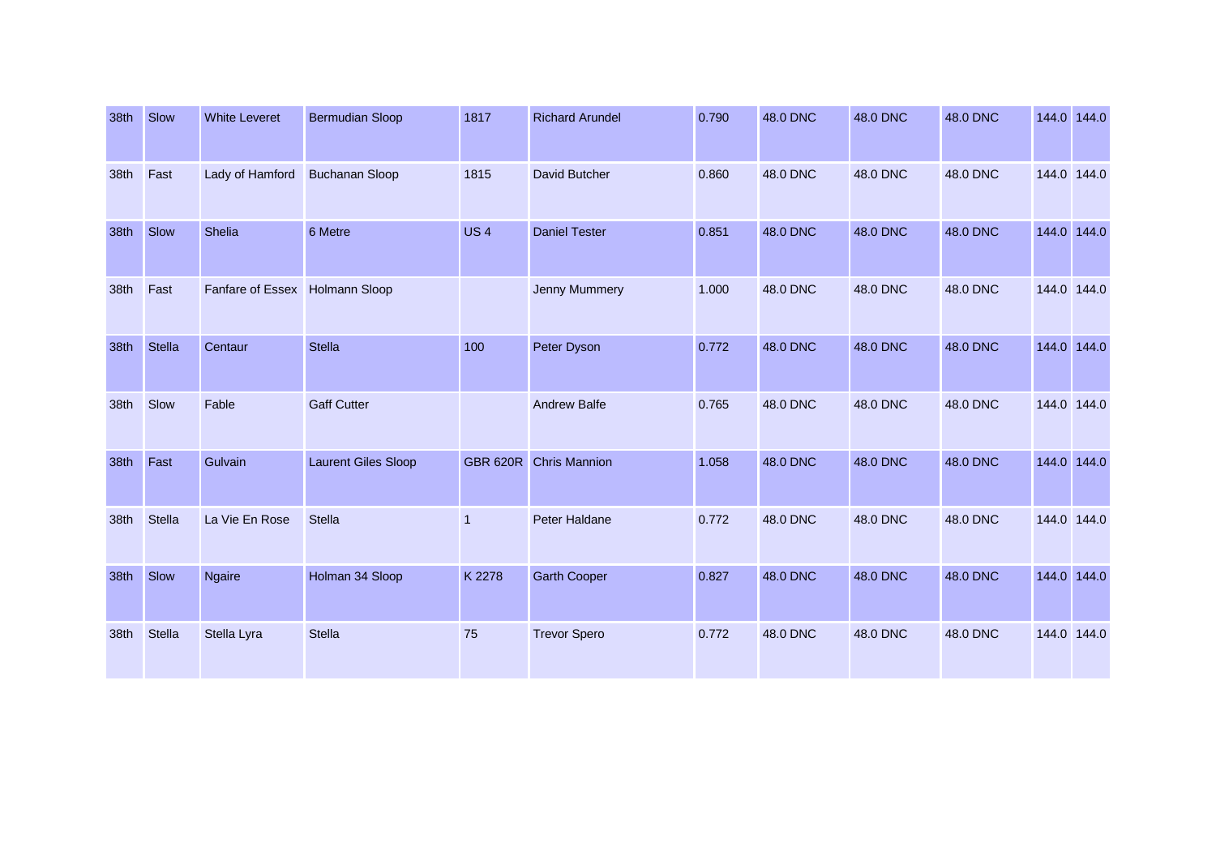| | | | | | | | | | | | |
|---|---|---|---|---|---|---|---|---|---|---|---|
| 38th | Slow | White Leveret | Bermudian Sloop | 1817 | Richard Arundel | 0.790 | 48.0 DNC | 48.0 DNC | 48.0 DNC | 144.0 | 144.0 |
| 38th | Fast | Lady of Hamford | Buchanan Sloop | 1815 | David Butcher | 0.860 | 48.0 DNC | 48.0 DNC | 48.0 DNC | 144.0 | 144.0 |
| 38th | Slow | Shelia | 6 Metre | US 4 | Daniel Tester | 0.851 | 48.0 DNC | 48.0 DNC | 48.0 DNC | 144.0 | 144.0 |
| 38th | Fast | Fanfare of Essex | Holmann Sloop | | Jenny Mummery | 1.000 | 48.0 DNC | 48.0 DNC | 48.0 DNC | 144.0 | 144.0 |
| 38th | Stella | Centaur | Stella | 100 | Peter Dyson | 0.772 | 48.0 DNC | 48.0 DNC | 48.0 DNC | 144.0 | 144.0 |
| 38th | Slow | Fable | Gaff Cutter | | Andrew Balfe | 0.765 | 48.0 DNC | 48.0 DNC | 48.0 DNC | 144.0 | 144.0 |
| 38th | Fast | Gulvain | Laurent Giles Sloop | GBR 620R | Chris Mannion | 1.058 | 48.0 DNC | 48.0 DNC | 48.0 DNC | 144.0 | 144.0 |
| 38th | Stella | La Vie En Rose | Stella | 1 | Peter Haldane | 0.772 | 48.0 DNC | 48.0 DNC | 48.0 DNC | 144.0 | 144.0 |
| 38th | Slow | Ngaire | Holman 34 Sloop | K 2278 | Garth Cooper | 0.827 | 48.0 DNC | 48.0 DNC | 48.0 DNC | 144.0 | 144.0 |
| 38th | Stella | Stella Lyra | Stella | 75 | Trevor Spero | 0.772 | 48.0 DNC | 48.0 DNC | 48.0 DNC | 144.0 | 144.0 |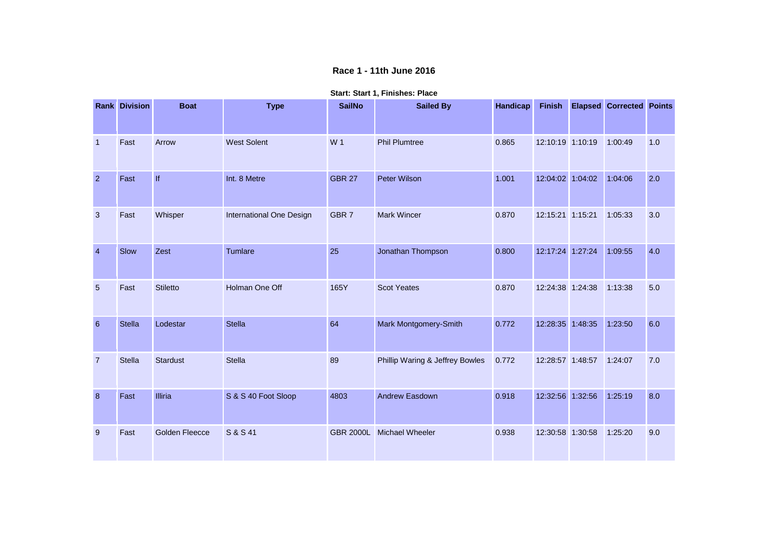## Race 1 - 11th June 2016

**Start: Start 1, Finishes: Place**

| Rank | Division | Boat | Type | SailNo | Sailed By | Handicap | Finish | Elapsed | Corrected | Points |
|---|---|---|---|---|---|---|---|---|---|---|
| 1 | Fast | Arrow | West Solent | W 1 | Phil Plumtree | 0.865 | 12:10:19 | 1:10:19 | 1:00:49 | 1.0 |
| 2 | Fast | If | Int. 8 Metre | GBR 27 | Peter Wilson | 1.001 | 12:04:02 | 1:04:02 | 1:04:06 | 2.0 |
| 3 | Fast | Whisper | International One Design | GBR 7 | Mark Wincer | 0.870 | 12:15:21 | 1:15:21 | 1:05:33 | 3.0 |
| 4 | Slow | Zest | Tumlare | 25 | Jonathan Thompson | 0.800 | 12:17:24 | 1:27:24 | 1:09:55 | 4.0 |
| 5 | Fast | Stiletto | Holman One Off | 165Y | Scot Yeates | 0.870 | 12:24:38 | 1:24:38 | 1:13:38 | 5.0 |
| 6 | Stella | Lodestar | Stella | 64 | Mark Montgomery-Smith | 0.772 | 12:28:35 | 1:48:35 | 1:23:50 | 6.0 |
| 7 | Stella | Stardust | Stella | 89 | Phillip Waring & Jeffrey Bowles | 0.772 | 12:28:57 | 1:48:57 | 1:24:07 | 7.0 |
| 8 | Fast | Illiria | S & S 40 Foot Sloop | 4803 | Andrew Easdown | 0.918 | 12:32:56 | 1:32:56 | 1:25:19 | 8.0 |
| 9 | Fast | Golden Fleecce | S & S 41 | GBR 2000L | Michael Wheeler | 0.938 | 12:30:58 | 1:30:58 | 1:25:20 | 9.0 |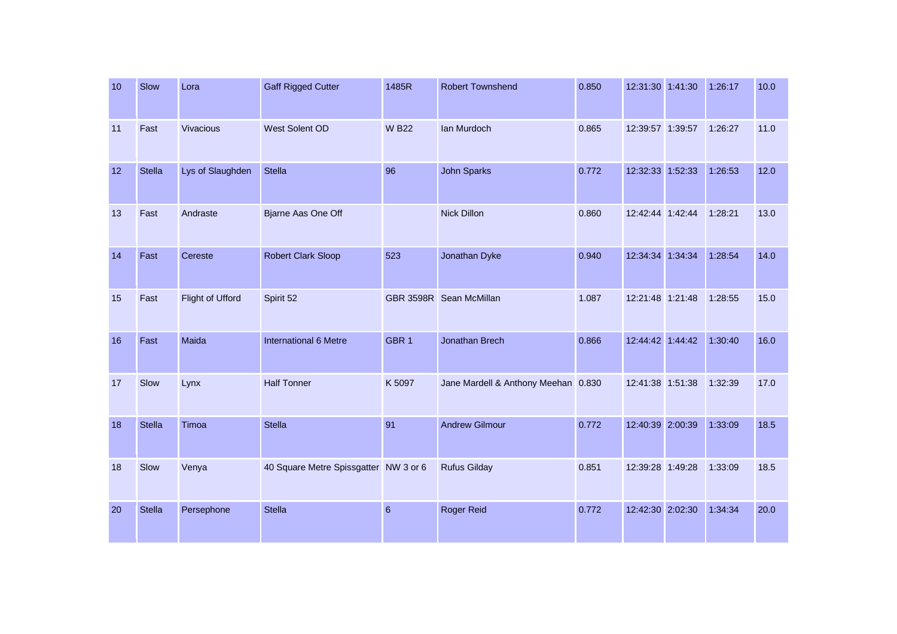| | | | | | | | | | | |
|---|---|---|---|---|---|---|---|---|---|---|
| 10 | Slow | Lora | Gaff Rigged Cutter | 1485R | Robert Townshend | 0.850 | 12:31:30 | 1:41:30 | 1:26:17 | 10.0 |
| 11 | Fast | Vivacious | West Solent OD | W B22 | Ian Murdoch | 0.865 | 12:39:57 | 1:39:57 | 1:26:27 | 11.0 |
| 12 | Stella | Lys of Slaughden | Stella | 96 | John Sparks | 0.772 | 12:32:33 | 1:52:33 | 1:26:53 | 12.0 |
| 13 | Fast | Andraste | Bjarne Aas One Off | | Nick Dillon | 0.860 | 12:42:44 | 1:42:44 | 1:28:21 | 13.0 |
| 14 | Fast | Cereste | Robert Clark Sloop | 523 | Jonathan Dyke | 0.940 | 12:34:34 | 1:34:34 | 1:28:54 | 14.0 |
| 15 | Fast | Flight of Ufford | Spirit 52 | GBR 3598R | Sean McMillan | 1.087 | 12:21:48 | 1:21:48 | 1:28:55 | 15.0 |
| 16 | Fast | Maida | International 6 Metre | GBR 1 | Jonathan Brech | 0.866 | 12:44:42 | 1:44:42 | 1:30:40 | 16.0 |
| 17 | Slow | Lynx | Half Tonner | K 5097 | Jane Mardell & Anthony Meehan | 0.830 | 12:41:38 | 1:51:38 | 1:32:39 | 17.0 |
| 18 | Stella | Timoa | Stella | 91 | Andrew Gilmour | 0.772 | 12:40:39 | 2:00:39 | 1:33:09 | 18.5 |
| 18 | Slow | Venya | 40 Square Metre Spissgatter | NW 3 or 6 | Rufus Gilday | 0.851 | 12:39:28 | 1:49:28 | 1:33:09 | 18.5 |
| 20 | Stella | Persephone | Stella | 6 | Roger Reid | 0.772 | 12:42:30 | 2:02:30 | 1:34:34 | 20.0 |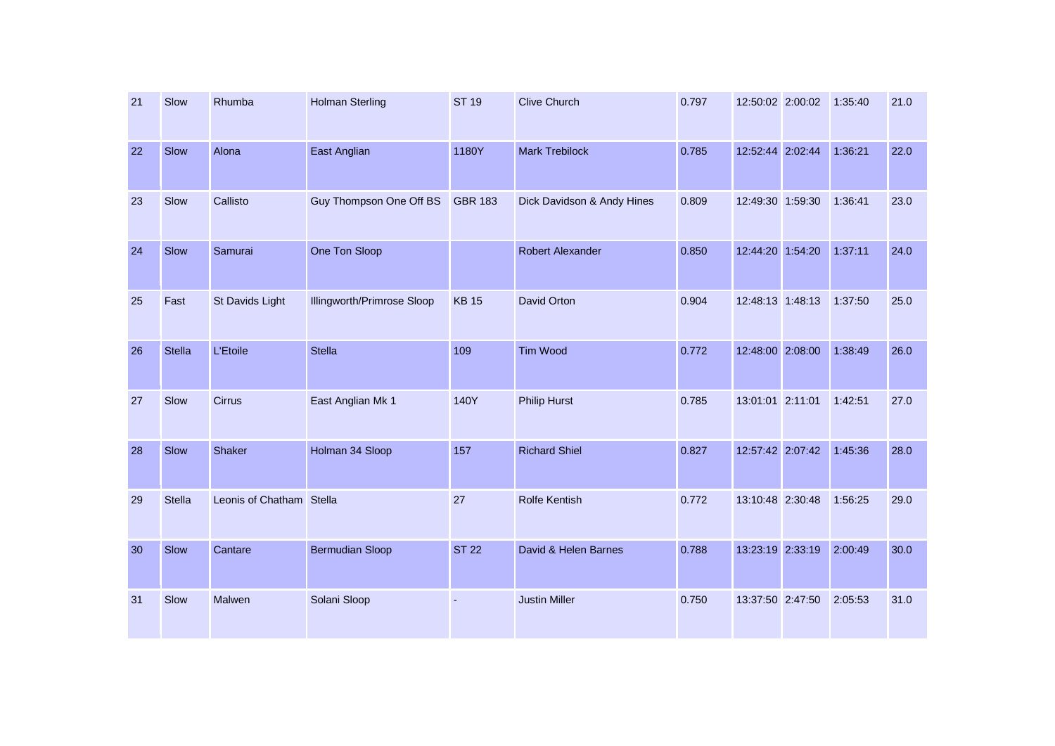| | | | | | | | | | | |
|---|---|---|---|---|---|---|---|---|---|---|
| 21 | Slow | Rhumba | Holman Sterling | ST 19 | Clive Church | 0.797 | 12:50:02 | 2:00:02 | 1:35:40 | 21.0 |
| 22 | Slow | Alona | East Anglian | 1180Y | Mark Trebilock | 0.785 | 12:52:44 | 2:02:44 | 1:36:21 | 22.0 |
| 23 | Slow | Callisto | Guy Thompson One Off BS | GBR 183 | Dick Davidson & Andy Hines | 0.809 | 12:49:30 | 1:59:30 | 1:36:41 | 23.0 |
| 24 | Slow | Samurai | One Ton Sloop | | Robert Alexander | 0.850 | 12:44:20 | 1:54:20 | 1:37:11 | 24.0 |
| 25 | Fast | St Davids Light | Illingworth/Primrose Sloop | KB 15 | David Orton | 0.904 | 12:48:13 | 1:48:13 | 1:37:50 | 25.0 |
| 26 | Stella | L'Etoile | Stella | 109 | Tim Wood | 0.772 | 12:48:00 | 2:08:00 | 1:38:49 | 26.0 |
| 27 | Slow | Cirrus | East Anglian Mk 1 | 140Y | Philip Hurst | 0.785 | 13:01:01 | 2:11:01 | 1:42:51 | 27.0 |
| 28 | Slow | Shaker | Holman 34 Sloop | 157 | Richard Shiel | 0.827 | 12:57:42 | 2:07:42 | 1:45:36 | 28.0 |
| 29 | Stella | Leonis of Chatham | Stella | 27 | Rolfe Kentish | 0.772 | 13:10:48 | 2:30:48 | 1:56:25 | 29.0 |
| 30 | Slow | Cantare | Bermudian Sloop | ST 22 | David & Helen Barnes | 0.788 | 13:23:19 | 2:33:19 | 2:00:49 | 30.0 |
| 31 | Slow | Malwen | Solani Sloop | - | Justin Miller | 0.750 | 13:37:50 | 2:47:50 | 2:05:53 | 31.0 |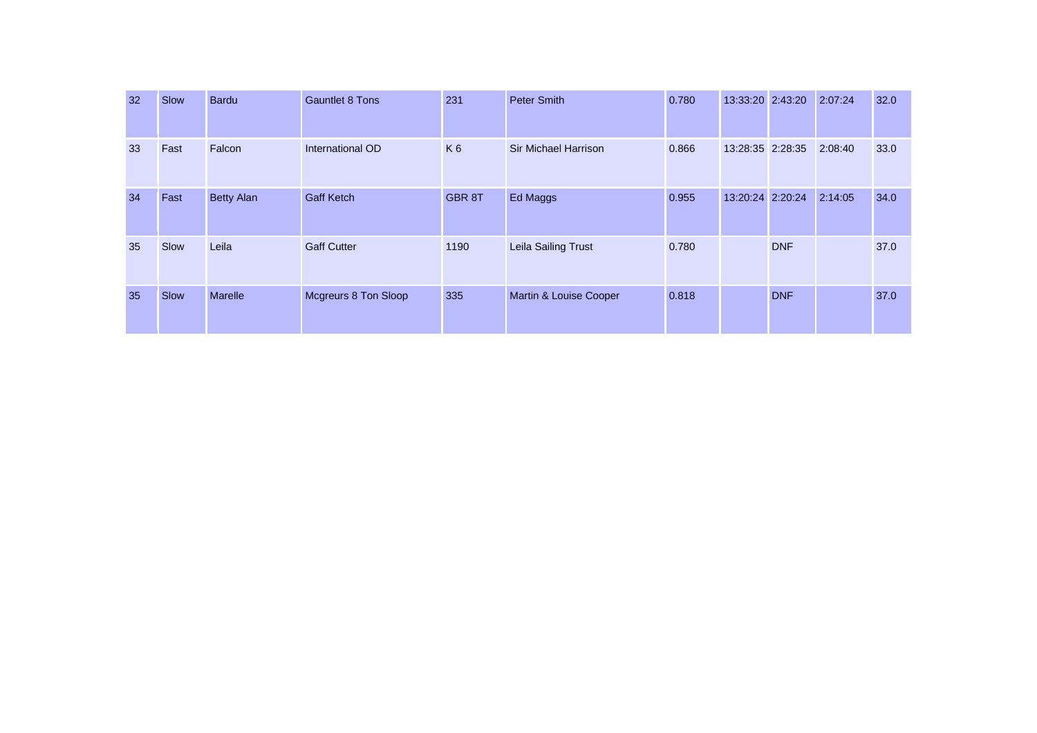| | | | | | | | | | | |
|---|---|---|---|---|---|---|---|---|---|---|
| 32 | Slow | Bardu | Gauntlet 8 Tons | 231 | Peter Smith | 0.780 | 13:33:20 | 2:43:20 | 2:07:24 | 32.0 |
| 33 | Fast | Falcon | International OD | K 6 | Sir Michael Harrison | 0.866 | 13:28:35 | 2:28:35 | 2:08:40 | 33.0 |
| 34 | Fast | Betty Alan | Gaff Ketch | GBR 8T | Ed Maggs | 0.955 | 13:20:24 | 2:20:24 | 2:14:05 | 34.0 |
| 35 | Slow | Leila | Gaff Cutter | 1190 | Leila Sailing Trust | 0.780 | | DNF | | 37.0 |
| 35 | Slow | Marelle | Mcgreurs 8 Ton Sloop | 335 | Martin & Louise Cooper | 0.818 | | DNF | | 37.0 |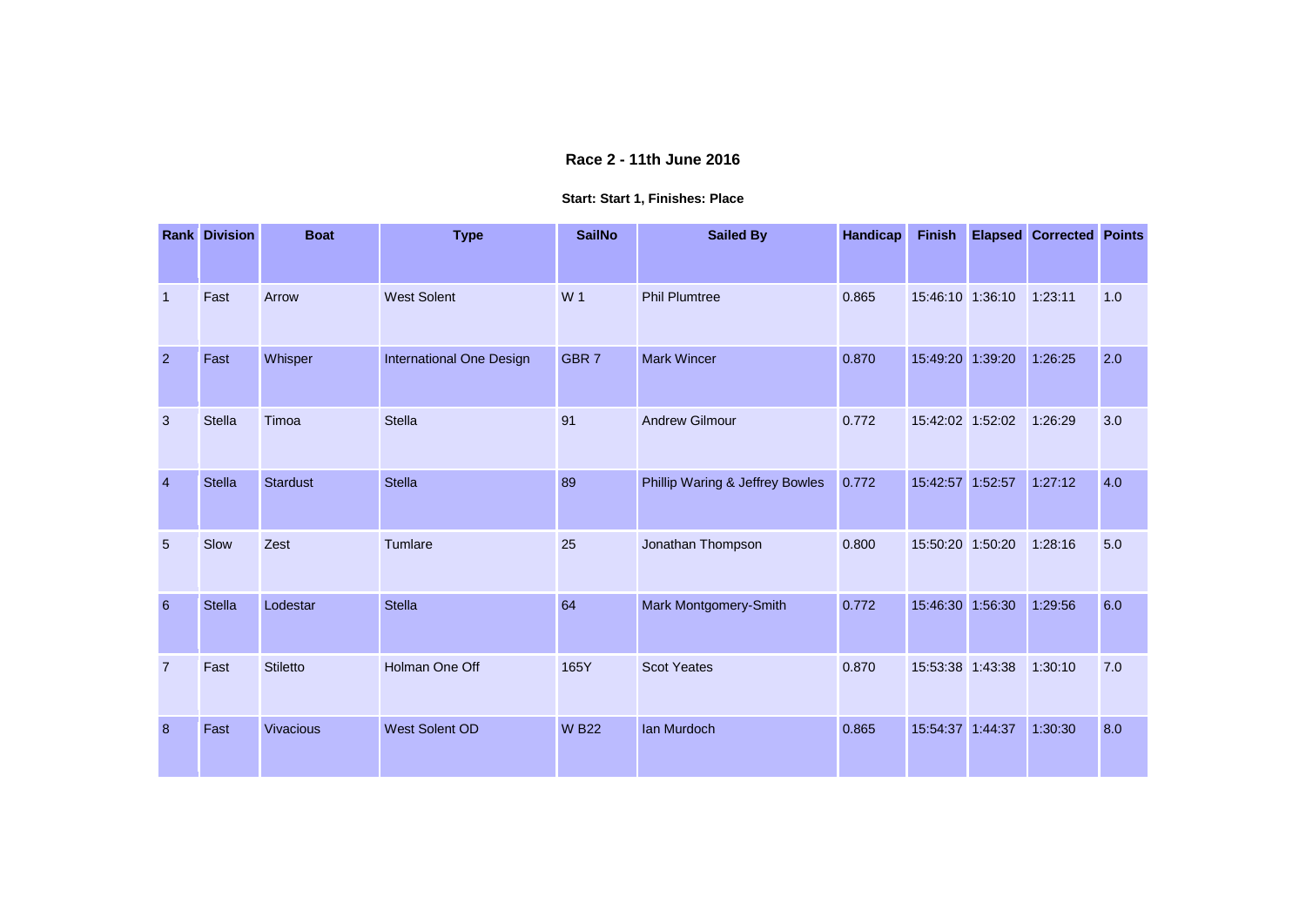# Race 2 - 11th June 2016

**Start: Start 1, Finishes: Place**

| Rank | Division | Boat | Type | SailNo | Sailed By | Handicap | Finish | Elapsed | Corrected | Points |
|---|---|---|---|---|---|---|---|---|---|---|
| 1 | Fast | Arrow | West Solent | W 1 | Phil Plumtree | 0.865 | 15:46:10 | 1:36:10 | 1:23:11 | 1.0 |
| 2 | Fast | Whisper | International One Design | GBR 7 | Mark Wincer | 0.870 | 15:49:20 | 1:39:20 | 1:26:25 | 2.0 |
| 3 | Stella | Timoa | Stella | 91 | Andrew Gilmour | 0.772 | 15:42:02 | 1:52:02 | 1:26:29 | 3.0 |
| 4 | Stella | Stardust | Stella | 89 | Phillip Waring & Jeffrey Bowles | 0.772 | 15:42:57 | 1:52:57 | 1:27:12 | 4.0 |
| 5 | Slow | Zest | Tumlare | 25 | Jonathan Thompson | 0.800 | 15:50:20 | 1:50:20 | 1:28:16 | 5.0 |
| 6 | Stella | Lodestar | Stella | 64 | Mark Montgomery-Smith | 0.772 | 15:46:30 | 1:56:30 | 1:29:56 | 6.0 |
| 7 | Fast | Stiletto | Holman One Off | 165Y | Scot Yeates | 0.870 | 15:53:38 | 1:43:38 | 1:30:10 | 7.0 |
| 8 | Fast | Vivacious | West Solent OD | W B22 | Ian Murdoch | 0.865 | 15:54:37 | 1:44:37 | 1:30:30 | 8.0 |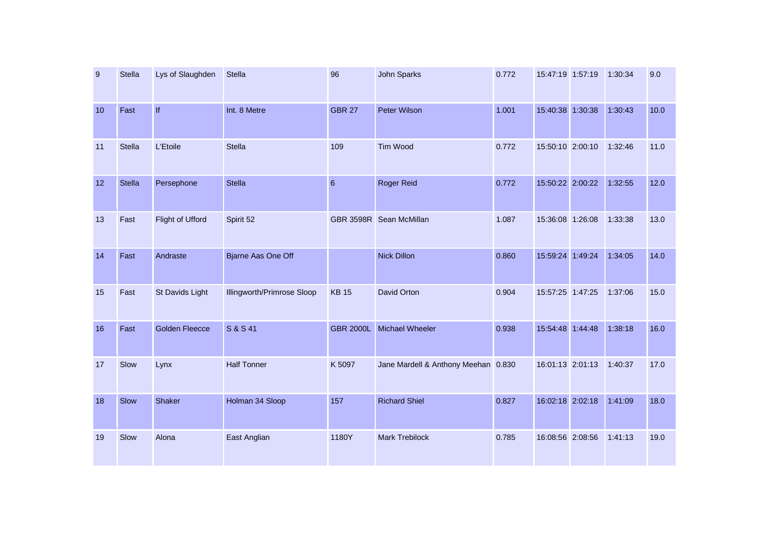| | | | | | | | | | | |
|---|---|---|---|---|---|---|---|---|---|---|
| 9 | Stella | Lys of Slaughden | Stella | 96 | John Sparks | 0.772 | 15:47:19 | 1:57:19 | 1:30:34 | 9.0 |
| 10 | Fast | If | Int. 8 Metre | GBR 27 | Peter Wilson | 1.001 | 15:40:38 | 1:30:38 | 1:30:43 | 10.0 |
| 11 | Stella | L'Etoile | Stella | 109 | Tim Wood | 0.772 | 15:50:10 | 2:00:10 | 1:32:46 | 11.0 |
| 12 | Stella | Persephone | Stella | 6 | Roger Reid | 0.772 | 15:50:22 | 2:00:22 | 1:32:55 | 12.0 |
| 13 | Fast | Flight of Ufford | Spirit 52 | GBR 3598R | Sean McMillan | 1.087 | 15:36:08 | 1:26:08 | 1:33:38 | 13.0 |
| 14 | Fast | Andraste | Bjarne Aas One Off | | Nick Dillon | 0.860 | 15:59:24 | 1:49:24 | 1:34:05 | 14.0 |
| 15 | Fast | St Davids Light | Illingworth/Primrose Sloop | KB 15 | David Orton | 0.904 | 15:57:25 | 1:47:25 | 1:37:06 | 15.0 |
| 16 | Fast | Golden Fleecce | S & S 41 | GBR 2000L | Michael Wheeler | 0.938 | 15:54:48 | 1:44:48 | 1:38:18 | 16.0 |
| 17 | Slow | Lynx | Half Tonner | K 5097 | Jane Mardell & Anthony Meehan | 0.830 | 16:01:13 | 2:01:13 | 1:40:37 | 17.0 |
| 18 | Slow | Shaker | Holman 34 Sloop | 157 | Richard Shiel | 0.827 | 16:02:18 | 2:02:18 | 1:41:09 | 18.0 |
| 19 | Slow | Alona | East Anglian | 1180Y | Mark Trebilock | 0.785 | 16:08:56 | 2:08:56 | 1:41:13 | 19.0 |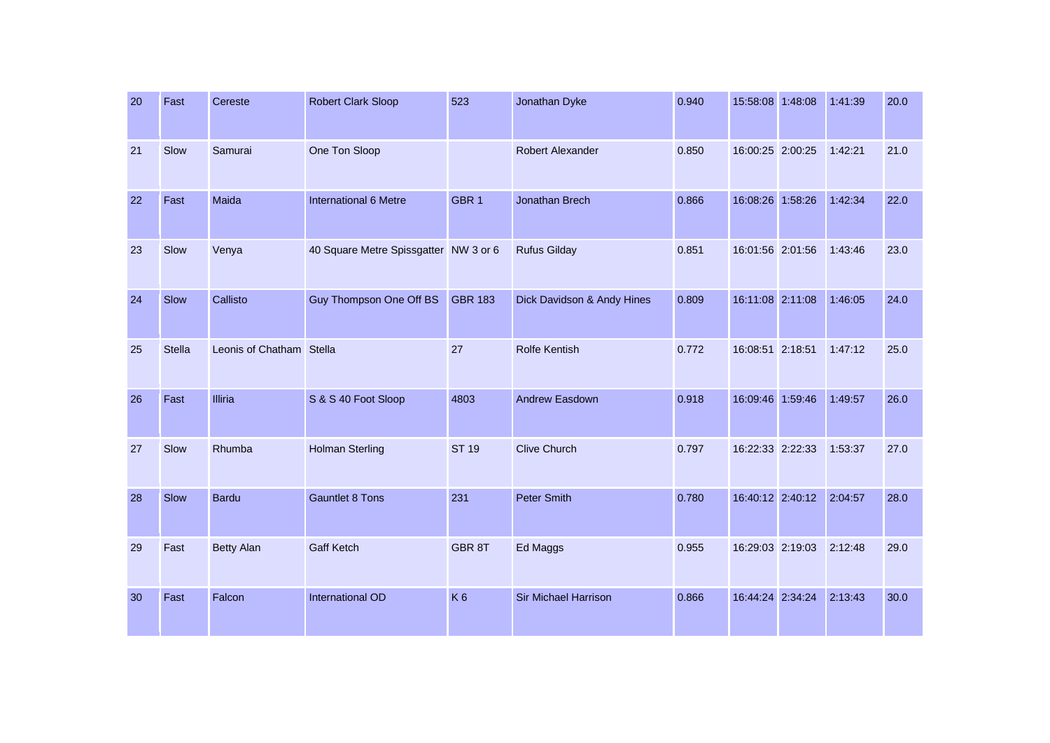| | | | | | | | | | | |
|---|---|---|---|---|---|---|---|---|---|---|
| 20 | Fast | Cereste | Robert Clark Sloop | 523 | Jonathan Dyke | 0.940 | 15:58:08 | 1:48:08 | 1:41:39 | 20.0 |
| 21 | Slow | Samurai | One Ton Sloop | | Robert Alexander | 0.850 | 16:00:25 | 2:00:25 | 1:42:21 | 21.0 |
| 22 | Fast | Maida | International 6 Metre | GBR 1 | Jonathan Brech | 0.866 | 16:08:26 | 1:58:26 | 1:42:34 | 22.0 |
| 23 | Slow | Venya | 40 Square Metre Spissgatter | NW 3 or 6 | Rufus Gilday | 0.851 | 16:01:56 | 2:01:56 | 1:43:46 | 23.0 |
| 24 | Slow | Callisto | Guy Thompson One Off BS | GBR 183 | Dick Davidson & Andy Hines | 0.809 | 16:11:08 | 2:11:08 | 1:46:05 | 24.0 |
| 25 | Stella | Leonis of Chatham | Stella | 27 | Rolfe Kentish | 0.772 | 16:08:51 | 2:18:51 | 1:47:12 | 25.0 |
| 26 | Fast | Illiria | S & S 40 Foot Sloop | 4803 | Andrew Easdown | 0.918 | 16:09:46 | 1:59:46 | 1:49:57 | 26.0 |
| 27 | Slow | Rhumba | Holman Sterling | ST 19 | Clive Church | 0.797 | 16:22:33 | 2:22:33 | 1:53:37 | 27.0 |
| 28 | Slow | Bardu | Gauntlet 8 Tons | 231 | Peter Smith | 0.780 | 16:40:12 | 2:40:12 | 2:04:57 | 28.0 |
| 29 | Fast | Betty Alan | Gaff Ketch | GBR 8T | Ed Maggs | 0.955 | 16:29:03 | 2:19:03 | 2:12:48 | 29.0 |
| 30 | Fast | Falcon | International OD | K 6 | Sir Michael Harrison | 0.866 | 16:44:24 | 2:34:24 | 2:13:43 | 30.0 |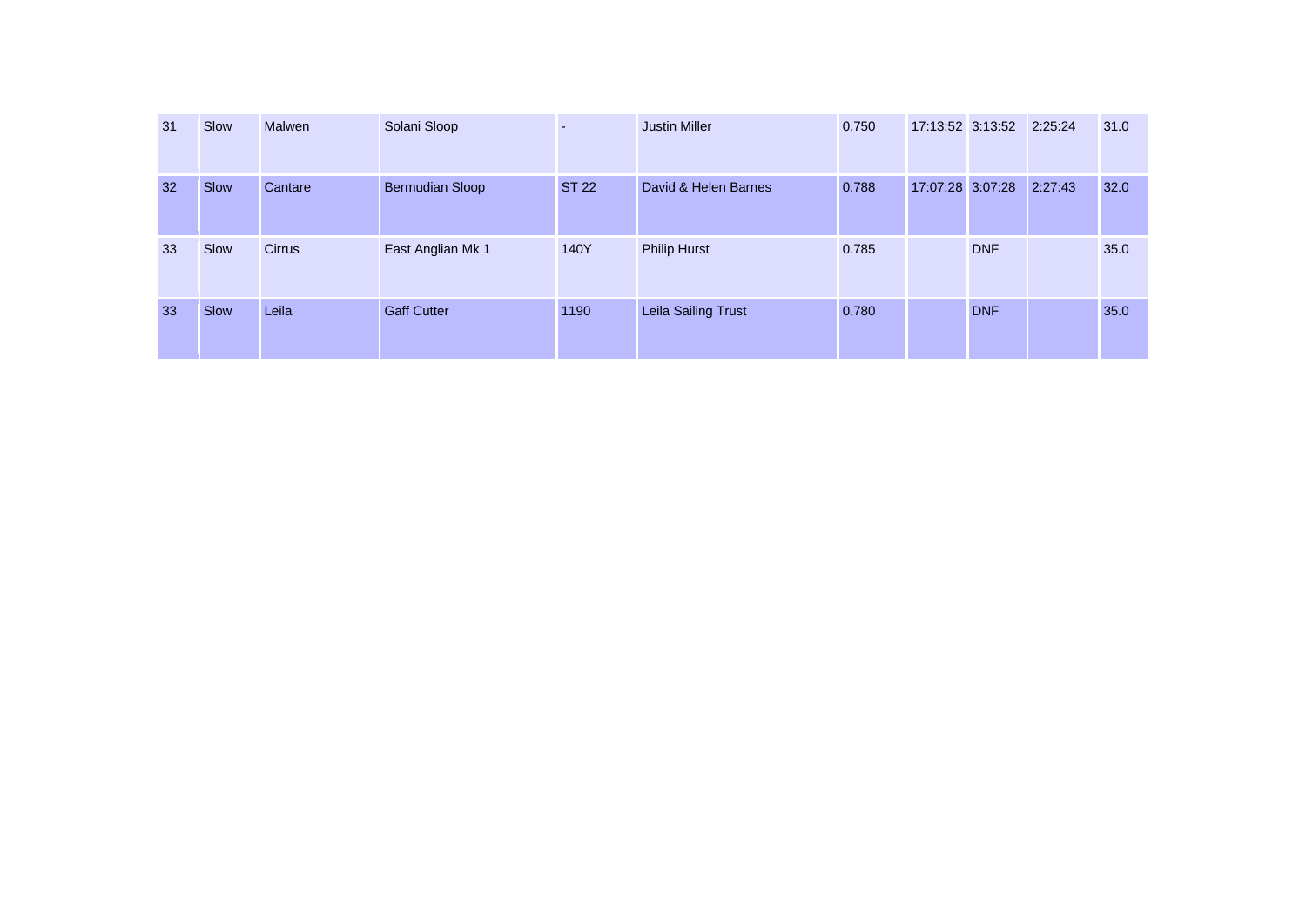| | | | | | | | | | | |
|---|---|---|---|---|---|---|---|---|---|---|
| 31 | Slow | Malwen | Solani Sloop | - | Justin Miller | 0.750 | 17:13:52 | 3:13:52 | 2:25:24 | 31.0 |
| 32 | Slow | Cantare | Bermudian Sloop | ST 22 | David & Helen Barnes | 0.788 | 17:07:28 | 3:07:28 | 2:27:43 | 32.0 |
| 33 | Slow | Cirrus | East Anglian Mk 1 | 140Y | Philip Hurst | 0.785 | | DNF | | 35.0 |
| 33 | Slow | Leila | Gaff Cutter | 1190 | Leila Sailing Trust | 0.780 | | DNF | | 35.0 |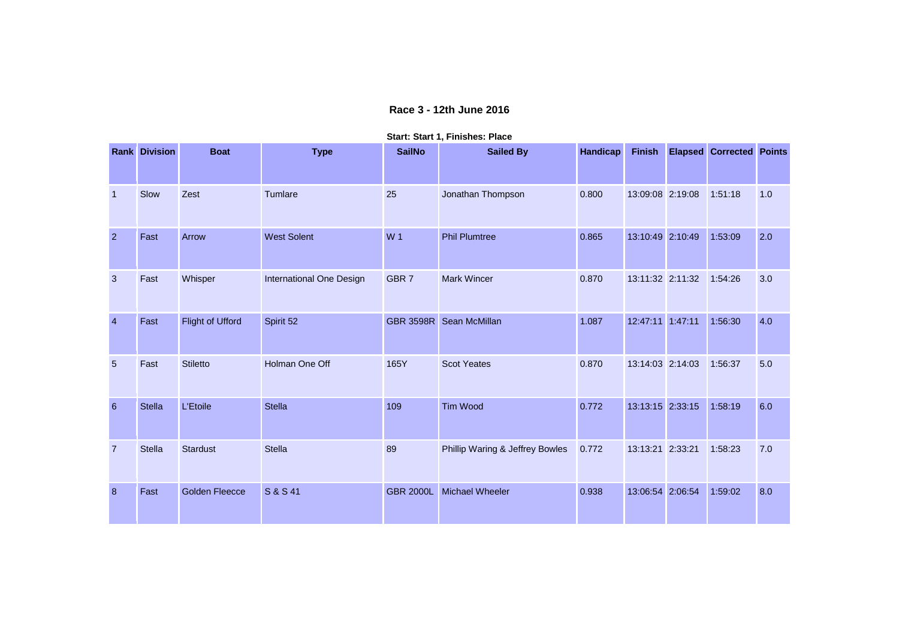# Race 3 - 12th June 2016

**Start: Start 1, Finishes: Place**

| Rank | Division | Boat | Type | SailNo | Sailed By | Handicap | Finish | Elapsed | Corrected | Points |
|---|---|---|---|---|---|---|---|---|---|---|
| 1 | Slow | Zest | Tumlare | 25 | Jonathan Thompson | 0.800 | 13:09:08 | 2:19:08 | 1:51:18 | 1.0 |
| 2 | Fast | Arrow | West Solent | W 1 | Phil Plumtree | 0.865 | 13:10:49 | 2:10:49 | 1:53:09 | 2.0 |
| 3 | Fast | Whisper | International One Design | GBR 7 | Mark Wincer | 0.870 | 13:11:32 | 2:11:32 | 1:54:26 | 3.0 |
| 4 | Fast | Flight of Ufford | Spirit 52 | GBR 3598R | Sean McMillan | 1.087 | 12:47:11 | 1:47:11 | 1:56:30 | 4.0 |
| 5 | Fast | Stiletto | Holman One Off | 165Y | Scot Yeates | 0.870 | 13:14:03 | 2:14:03 | 1:56:37 | 5.0 |
| 6 | Stella | L'Etoile | Stella | 109 | Tim Wood | 0.772 | 13:13:15 | 2:33:15 | 1:58:19 | 6.0 |
| 7 | Stella | Stardust | Stella | 89 | Phillip Waring & Jeffrey Bowles | 0.772 | 13:13:21 | 2:33:21 | 1:58:23 | 7.0 |
| 8 | Fast | Golden Fleecce | S & S 41 | GBR 2000L | Michael Wheeler | 0.938 | 13:06:54 | 2:06:54 | 1:59:02 | 8.0 |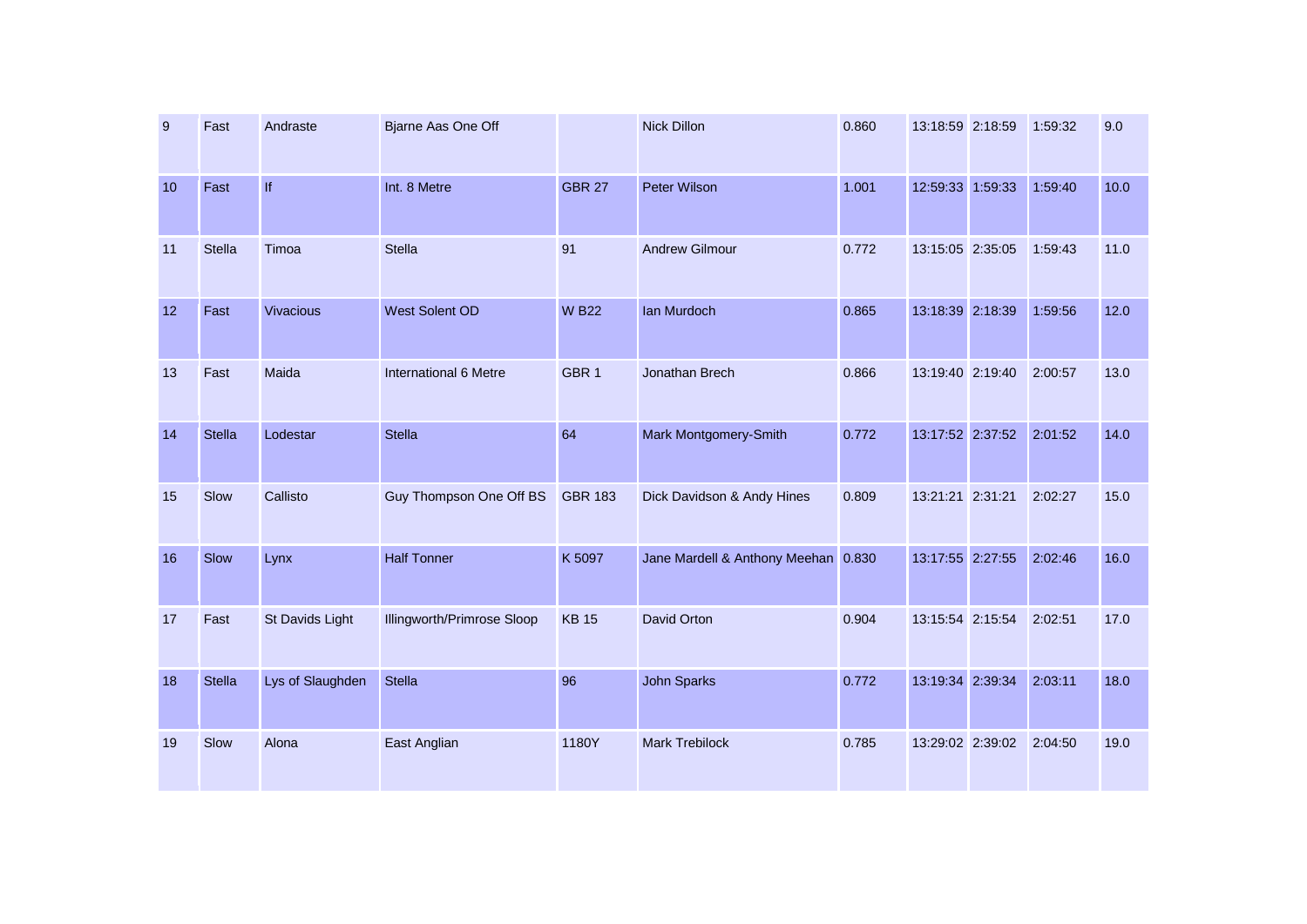| 9 | Fast | Andraste | Bjarne Aas One Off | | Nick Dillon | 0.860 | 13:18:59 | 2:18:59 | 1:59:32 | 9.0 |
|---|---|---|---|---|---|---|---|---|---|---|
| 10 | Fast | If | Int. 8 Metre | GBR 27 | Peter Wilson | 1.001 | 12:59:33 | 1:59:33 | 1:59:40 | 10.0 |
| 11 | Stella | Timoa | Stella | 91 | Andrew Gilmour | 0.772 | 13:15:05 | 2:35:05 | 1:59:43 | 11.0 |
| 12 | Fast | Vivacious | West Solent OD | W B22 | Ian Murdoch | 0.865 | 13:18:39 | 2:18:39 | 1:59:56 | 12.0 |
| 13 | Fast | Maida | International 6 Metre | GBR 1 | Jonathan Brech | 0.866 | 13:19:40 | 2:19:40 | 2:00:57 | 13.0 |
| 14 | Stella | Lodestar | Stella | 64 | Mark Montgomery-Smith | 0.772 | 13:17:52 | 2:37:52 | 2:01:52 | 14.0 |
| 15 | Slow | Callisto | Guy Thompson One Off BS | GBR 183 | Dick Davidson & Andy Hines | 0.809 | 13:21:21 | 2:31:21 | 2:02:27 | 15.0 |
| 16 | Slow | Lynx | Half Tonner | K 5097 | Jane Mardell & Anthony Meehan | 0.830 | 13:17:55 | 2:27:55 | 2:02:46 | 16.0 |
| 17 | Fast | St Davids Light | Illingworth/Primrose Sloop | KB 15 | David Orton | 0.904 | 13:15:54 | 2:15:54 | 2:02:51 | 17.0 |
| 18 | Stella | Lys of Slaughden | Stella | 96 | John Sparks | 0.772 | 13:19:34 | 2:39:34 | 2:03:11 | 18.0 |
| 19 | Slow | Alona | East Anglian | 1180Y | Mark Trebilock | 0.785 | 13:29:02 | 2:39:02 | 2:04:50 | 19.0 |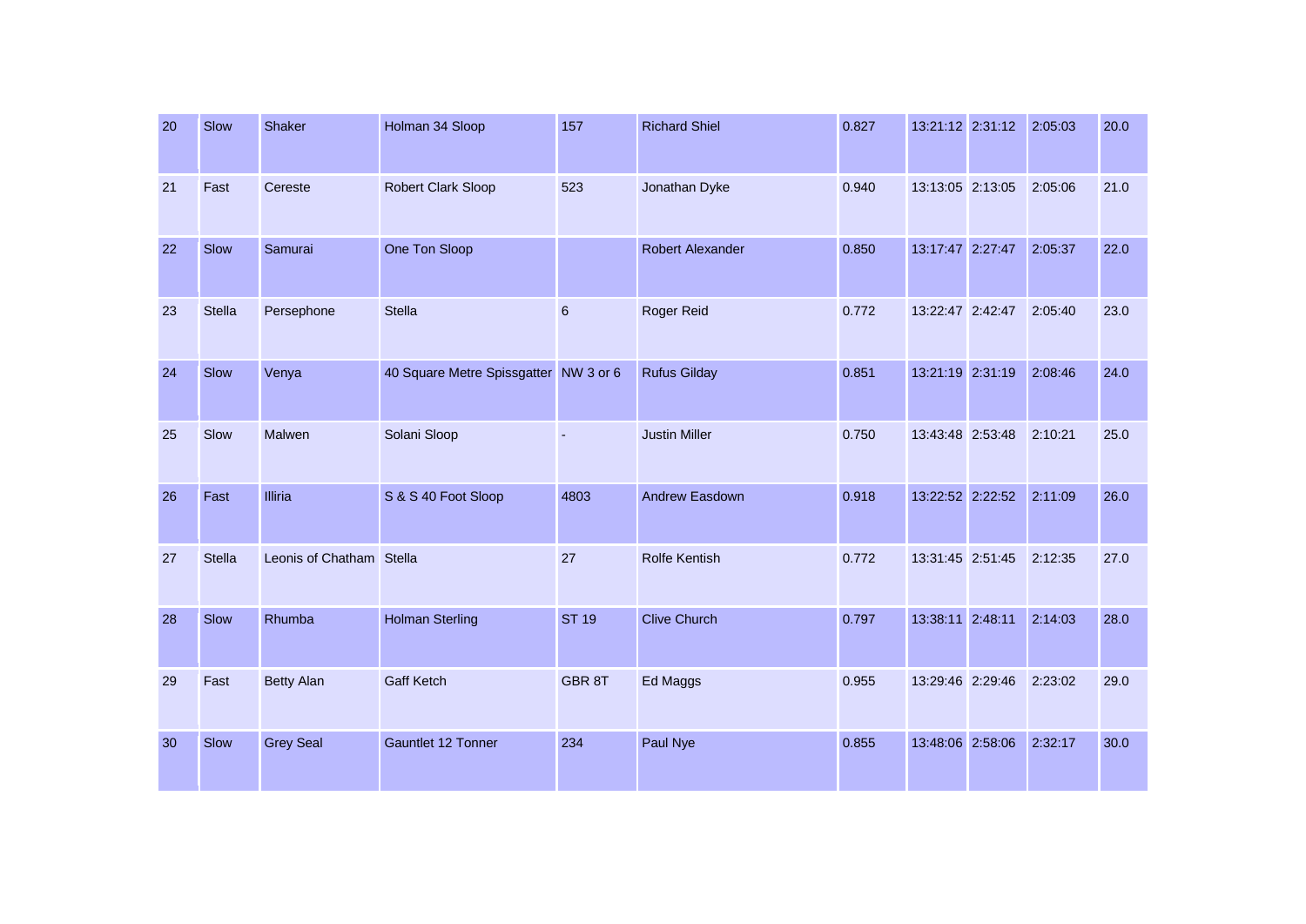| | | | | | | | | | | |
|---|---|---|---|---|---|---|---|---|---|---|
| 20 | Slow | Shaker | Holman 34 Sloop | 157 | Richard Shiel | 0.827 | 13:21:12 | 2:31:12 | 2:05:03 | 20.0 |
| 21 | Fast | Cereste | Robert Clark Sloop | 523 | Jonathan Dyke | 0.940 | 13:13:05 | 2:13:05 | 2:05:06 | 21.0 |
| 22 | Slow | Samurai | One Ton Sloop | | Robert Alexander | 0.850 | 13:17:47 | 2:27:47 | 2:05:37 | 22.0 |
| 23 | Stella | Persephone | Stella | 6 | Roger Reid | 0.772 | 13:22:47 | 2:42:47 | 2:05:40 | 23.0 |
| 24 | Slow | Venya | 40 Square Metre Spissgatter | NW 3 or 6 | Rufus Gilday | 0.851 | 13:21:19 | 2:31:19 | 2:08:46 | 24.0 |
| 25 | Slow | Malwen | Solani Sloop | - | Justin Miller | 0.750 | 13:43:48 | 2:53:48 | 2:10:21 | 25.0 |
| 26 | Fast | Illiria | S & S 40 Foot Sloop | 4803 | Andrew Easdown | 0.918 | 13:22:52 | 2:22:52 | 2:11:09 | 26.0 |
| 27 | Stella | Leonis of Chatham | Stella | 27 | Rolfe Kentish | 0.772 | 13:31:45 | 2:51:45 | 2:12:35 | 27.0 |
| 28 | Slow | Rhumba | Holman Sterling | ST 19 | Clive Church | 0.797 | 13:38:11 | 2:48:11 | 2:14:03 | 28.0 |
| 29 | Fast | Betty Alan | Gaff Ketch | GBR 8T | Ed Maggs | 0.955 | 13:29:46 | 2:29:46 | 2:23:02 | 29.0 |
| 30 | Slow | Grey Seal | Gauntlet 12 Tonner | 234 | Paul Nye | 0.855 | 13:48:06 | 2:58:06 | 2:32:17 | 30.0 |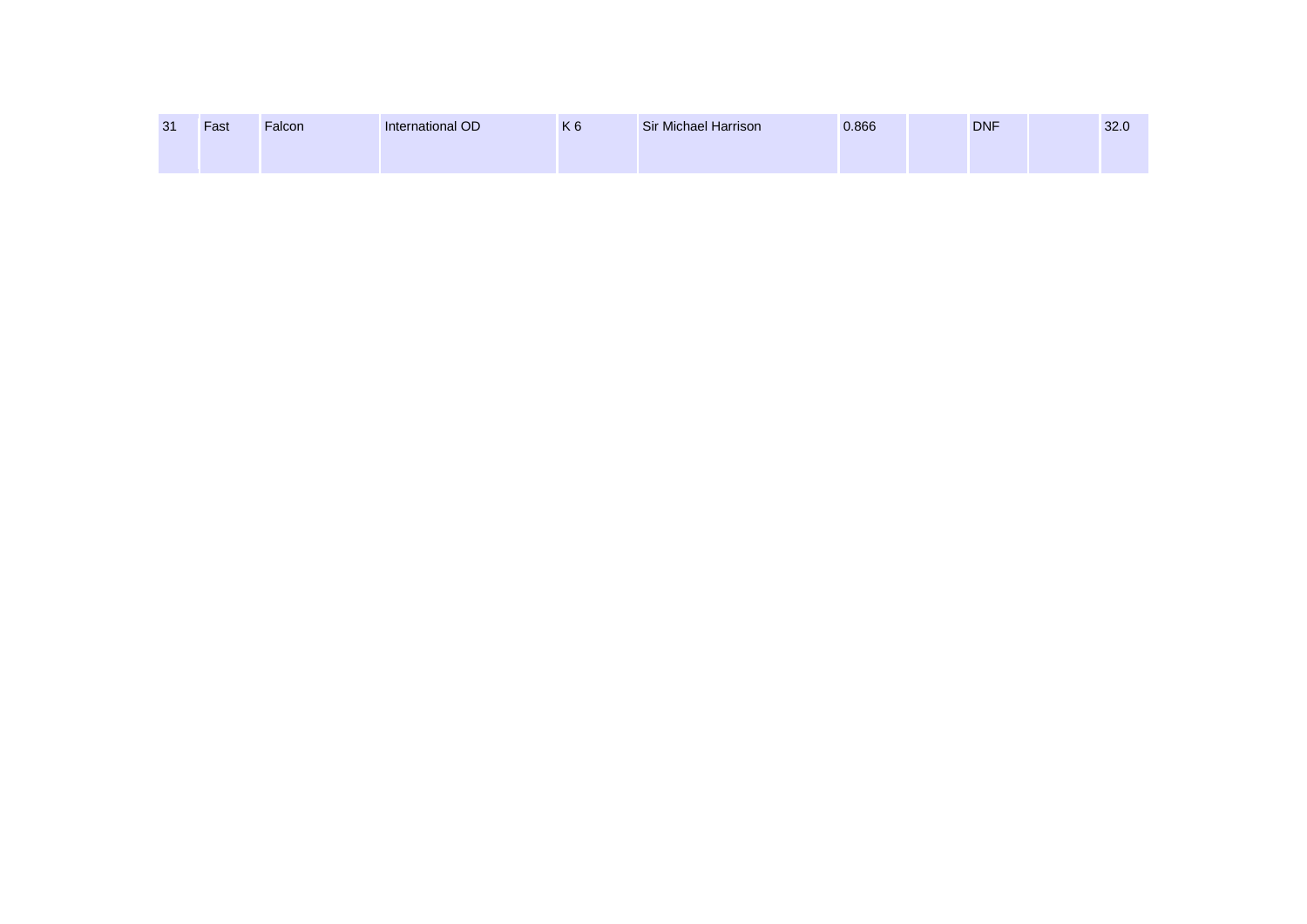| | | | | | | | | | | |
|---|---|---|---|---|---|---|---|---|---|---|
| 31 | Fast | Falcon | International OD | K 6 | Sir Michael Harrison | 0.866 | | DNF | | 32.0 |